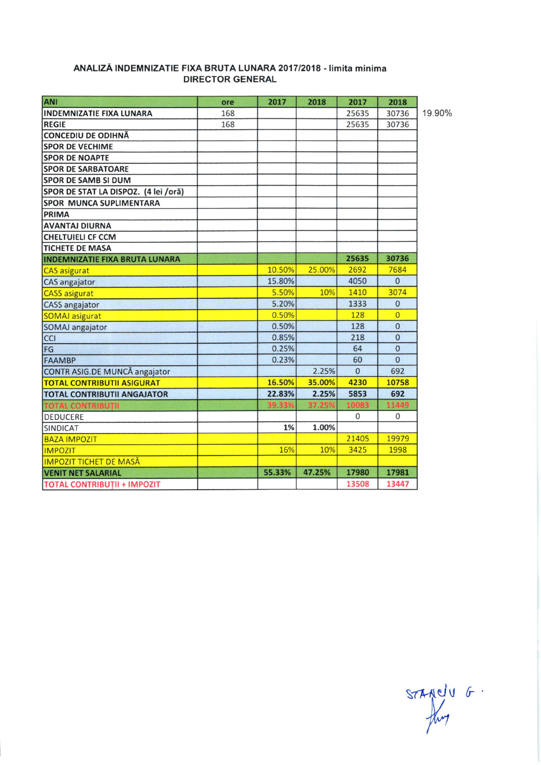# ANALIZĂ INDEMNIZATIE FIXA BRUTA LUNARA 2017/2018 - limita minima
## DIRECTOR GENERAL

| ANI | ore | 2017 | 2018 | 2017 | 2018 | |
|---|---|---|---|---|---|---|
| INDEMNIZATIE FIXA LUNARA | 168 | | | 25635 | 30736 | 19.90% |
| REGIE | 168 | | | 25635 | 30736 | |
| CONCEDIU DE ODIHNĂ | | | | | | |
| SPOR DE VECHIME | | | | | | |
| SPOR DE NOAPTE | | | | | | |
| SPOR DE SARBATOARE | | | | | | |
| SPOR DE SAMB SI DUM | | | | | | |
| SPOR DE STAT LA DISPOZ. (4 lei /oră) | | | | | | |
| SPOR MUNCA SUPLIMENTARA | | | | | | |
| PRIMA | | | | | | |
| AVANTAJ DIURNA | | | | | | |
| CHELTUIELI CF CCM | | | | | | |
| TICHETE DE MASA | | | | | | |
| **INDEMNIZATIE FIXA BRUTA LUNARA** | | | | **25635** | **30736** | |
| CAS asigurat | | 10.50% | 25.00% | 2692 | 7684 | |
| CAS angajator | | 15.80% | | 4050 | 0 | |
| CASS asigurat | | 5.50% | 10% | 1410 | 3074 | |
| CASS angajator | | 5.20% | | 1333 | 0 | |
| SOMAJ asigurat | | 0.50% | | 128 | 0 | |
| SOMAJ angajator | | 0.50% | | 128 | 0 | |
| CCI | | 0.85% | | 218 | 0 | |
| FG | | 0.25% | | 64 | 0 | |
| FAAMBP | | 0.23% | | 60 | 0 | |
| CONTR ASIG.DE MUNCĂ angajator | | | 2.25% | 0 | 692 | |
| **TOTAL CONTRIBUTII ASIGURAT** | | **16.50%** | **35.00%** | **4230** | **10758** | |
| **TOTAL CONTRIBUTII ANGAJATOR** | | **22.83%** | **2.25%** | **5853** | **692** | |
| **TOTAL CONTRIBUȚII** | | **39.33%** | **37.25%** | **10083** | **11449** | |
| DEDUCERE | | | | 0 | 0 | |
| SINDICAT | | **1%** | **1.00%** | | | |
| BAZA IMPOZIT | | | | 21405 | 19979 | |
| IMPOZIT | | 16% | 10% | 3425 | 1998 | |
| IMPOZIT TICHET DE MASĂ | | | | | | |
| **VENIT NET SALARIAL** | | **55.33%** | **47.25%** | **17980** | **17981** | |
| TOTAL CONTRIBUȚII + IMPOZIT | | | | 13508 | 13447 | |

STANCIU G.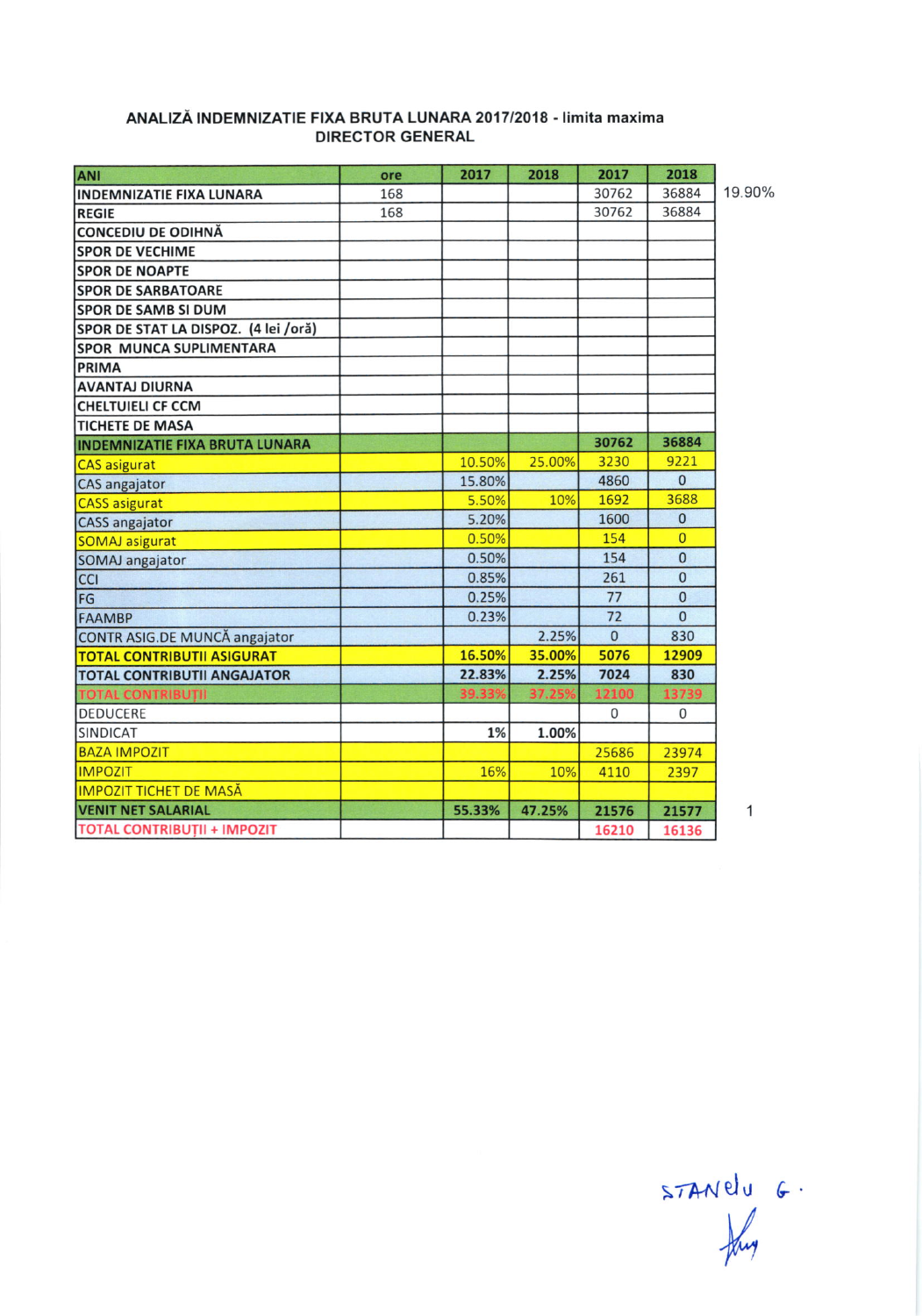### ANALIZĂ INDEMNIZATIE FIXA BRUTA LUNARA 2017/2018 - limita maxima
### DIRECTOR GENERAL

| ANI | ore | 2017 | 2018 | 2017 | 2018 | |
|---|---|---|---|---|---|---|
| INDEMNIZATIE FIXA LUNARA | 168 | | | 30762 | 36884 | 19.90% |
| REGIE | 168 | | | 30762 | 36884 | |
| CONCEDIU DE ODIHNĂ | | | | | | |
| SPOR DE VECHIME | | | | | | |
| SPOR DE NOAPTE | | | | | | |
| SPOR DE SARBATOARE | | | | | | |
| SPOR DE SAMB SI DUM | | | | | | |
| SPOR DE STAT LA DISPOZ. (4 lei /oră) | | | | | | |
| SPOR MUNCA SUPLIMENTARA | | | | | | |
| PRIMA | | | | | | |
| AVANTAJ DIURNA | | | | | | |
| CHELTUIELI CF CCM | | | | | | |
| TICHETE DE MASA | | | | | | |
| **INDEMNIZATIE FIXA BRUTA LUNARA** | | | | **30762** | **36884** | |
| CAS asigurat | | 10.50% | 25.00% | 3230 | 9221 | |
| CAS angajator | | 15.80% | | 4860 | 0 | |
| CASS asigurat | | 5.50% | 10% | 1692 | 3688 | |
| CASS angajator | | 5.20% | | 1600 | 0 | |
| SOMAJ asigurat | | 0.50% | | 154 | 0 | |
| SOMAJ angajator | | 0.50% | | 154 | 0 | |
| CCI | | 0.85% | | 261 | 0 | |
| FG | | 0.25% | | 77 | 0 | |
| FAAMBP | | 0.23% | | 72 | 0 | |
| CONTR ASIG.DE MUNCĂ angajator | | | 2.25% | 0 | 830 | |
| **TOTAL CONTRIBUTII ASIGURAT** | | **16.50%** | **35.00%** | **5076** | **12909** | |
| **TOTAL CONTRIBUTII ANGAJATOR** | | **22.83%** | **2.25%** | **7024** | **830** | |
| TOTAL CONTRIBUȚII | | 39.33% | 37.25% | 12100 | 13739 | |
| DEDUCERE | | | | 0 | 0 | |
| SINDICAT | | 1% | 1.00% | | | |
| BAZA IMPOZIT | | | | 25686 | 23974 | |
| IMPOZIT | | 16% | 10% | 4110 | 2397 | |
| IMPOZIT TICHET DE MASĂ | | | | | | |
| **VENIT NET SALARIAL** | | **55.33%** | **47.25%** | **21576** | **21577** | 1 |
| TOTAL CONTRIBUȚII + IMPOZIT | | | | 16210 | 16136 | |

STANelu G.